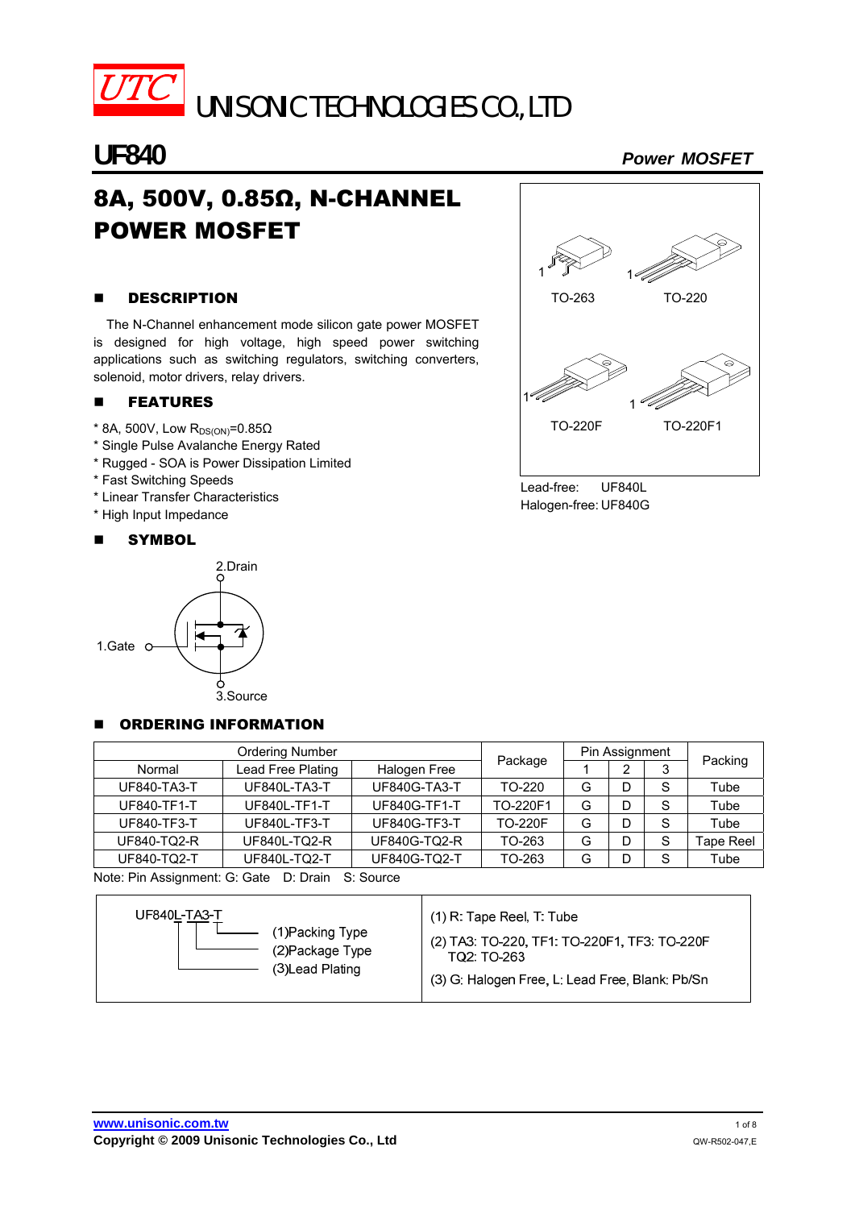UTC UNISONIC TECHNOLOGIES CO., LTD

# UF840

*Power MOSFET*

## 8A, 500V, 0.85Ω, N-CHANNEL POWER MOSFET

TO-263 TO-220

TO-220F TO-220F1

Lead-free: UF840L
Halogen-free: UF840G

### ■ DESCRIPTION

The N-Channel enhancement mode silicon gate power MOSFET is designed for high voltage, high speed power switching applications such as switching regulators, switching converters, solenoid, motor drivers, relay drivers.

### ■ FEATURES

* 8A, 500V, Low $R_{DS(ON)}$=0.85Ω
* Single Pulse Avalanche Energy Rated
* Rugged - SOA is Power Dissipation Limited
* Fast Switching Speeds
* Linear Transfer Characteristics
* High Input Impedance

### ■ SYMBOL

2.Drain

1.Gate

3.Source

### ■ ORDERING INFORMATION

| Ordering Number | | | Package | Pin Assignment | | | Packing |
|---|---|---|---|---|---|---|---|
| Normal | Lead Free Plating | Halogen Free | | 1 | 2 | 3 | |
| UF840-TA3-T | UF840L-TA3-T | UF840G-TA3-T | TO-220 | G | D | S | Tube |
| UF840-TF1-T | UF840L-TF1-T | UF840G-TF1-T | TO-220F1 | G | D | S | Tube |
| UF840-TF3-T | UF840L-TF3-T | UF840G-TF3-T | TO-220F | G | D | S | Tube |
| UF840-TQ2-R | UF840L-TQ2-R | UF840G-TQ2-R | TO-263 | G | D | S | Tape Reel |
| UF840-TQ2-T | UF840L-TQ2-T | UF840G-TQ2-T | TO-263 | G | D | S | Tube |

Note: Pin Assignment: G: Gate D: Drain S: Source

UF840L-TA3-T

(1)Packing Type
(2)Package Type
(3)Lead Plating

(1) R: Tape Reel, T: Tube
(2) TA3: TO-220, TF1: TO-220F1, TF3: TO-220F
TQ2: TO-263
(3) G: Halogen Free, L: Lead Free, Blank: Pb/Sn

www.unisonic.com.tw
Copyright © 2009 Unisonic Technologies Co., Ltd QW-R502-047,E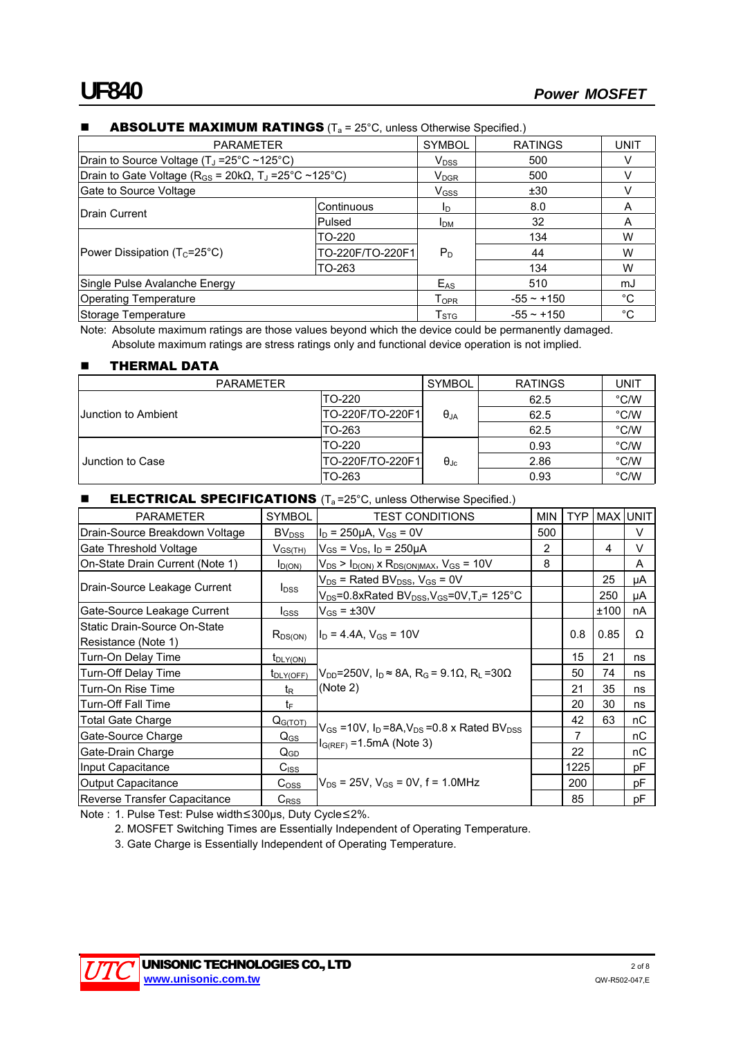## ■ ABSOLUTE MAXIMUM RATINGS ($T_a$ = 25°C, unless Otherwise Specified.)

| PARAMETER | | SYMBOL | RATINGS | UNIT |
|---|---|---|---|---|
| Drain to Source Voltage ($T_J$ =25°C ~125°C) | | $V_{DSS}$ | 500 | V |
| Drain to Gate Voltage ($R_{GS}$ = 20kΩ, $T_J$ =25°C ~125°C) | | $V_{DGR}$ | 500 | V |
| Gate to Source Voltage | | $V_{GSS}$ | ±30 | V |
| Drain Current | Continuous | $I_D$ | 8.0 | A |
| | Pulsed | $I_{DM}$ | 32 | A |
| Power Dissipation ($T_C$=25°C) | TO-220 | $P_D$ | 134 | W |
| | TO-220F/TO-220F1 | | 44 | W |
| | TO-263 | | 134 | W |
| Single Pulse Avalanche Energy | | $E_{AS}$ | 510 | mJ |
| Operating Temperature | | $T_{OPR}$ | -55 ~ +150 | °C |
| Storage Temperature | | $T_{STG}$ | -55 ~ +150 | °C |

Note: Absolute maximum ratings are those values beyond which the device could be permanently damaged. Absolute maximum ratings are stress ratings only and functional device operation is not implied.

## ■ THERMAL DATA

| PARAMETER | | SYMBOL | RATINGS | UNIT |
|---|---|---|---|---|
| Junction to Ambient | TO-220 | $\theta_{JA}$ | 62.5 | °C/W |
| | TO-220F/TO-220F1 | | 62.5 | °C/W |
| | TO-263 | | 62.5 | °C/W |
| Junction to Case | TO-220 | $\theta_{JC}$ | 0.93 | °C/W |
| | TO-220F/TO-220F1 | | 2.86 | °C/W |
| | TO-263 | | 0.93 | °C/W |

## ■ ELECTRICAL SPECIFICATIONS ($T_a$ =25°C, unless Otherwise Specified.)

| PARAMETER | SYMBOL | TEST CONDITIONS | MIN | TYP | MAX | UNIT |
|---|---|---|---|---|---|---|
| Drain-Source Breakdown Voltage | $BV_{DSS}$ | $I_D$ = 250μA, $V_{GS}$ = 0V | 500 | | | V |
| Gate Threshold Voltage | $V_{GS(TH)}$ | $V_{GS}$ = $V_{DS}$, $I_D$ = 250μA | 2 | | 4 | V |
| On-State Drain Current (Note 1) | $I_{D(ON)}$ | $V_{DS}$ > $I_{D(ON)}$ x $R_{DS(ON)MAX}$, $V_{GS}$ = 10V | 8 | | | A |
| Drain-Source Leakage Current | $I_{DSS}$ | $V_{DS}$ = Rated $BV_{DSS}$, $V_{GS}$ = 0V | | | 25 | μA |
| | | $V_{DS}$=0.8xRated $BV_{DSS}$,$V_{GS}$=0V,$T_J$= 125°C | | | 250 | μA |
| Gate-Source Leakage Current | $I_{GSS}$ | $V_{GS}$ = ±30V | | | ±100 | nA |
| Static Drain-Source On-State Resistance (Note 1) | $R_{DS(ON)}$ | $I_D$ = 4.4A, $V_{GS}$ = 10V | | 0.8 | 0.85 | Ω |
| Turn-On Delay Time | $t_{DLY(ON)}$ | $V_{DD}$=250V, $I_D$ ≈ 8A, $R_G$ = 9.1Ω, $R_L$ =30Ω (Note 2) | | 15 | 21 | ns |
| Turn-Off Delay Time | $t_{DLY(OFF)}$ | | | 50 | 74 | ns |
| Turn-On Rise Time | $t_R$ | | | 21 | 35 | ns |
| Turn-Off Fall Time | $t_F$ | | | 20 | 30 | ns |
| Total Gate Charge | $Q_{G(TOT)}$ | $V_{GS}$ =10V, $I_D$ =8A,$V_{DS}$ =0.8 x Rated $BV_{DSS}$ $I_{G(REF)}$ =1.5mA (Note 3) | | 42 | 63 | nC |
| Gate-Source Charge | $Q_{GS}$ | | | 7 | | nC |
| Gate-Drain Charge | $Q_{GD}$ | | | 22 | | nC |
| Input Capacitance | $C_{ISS}$ | $V_{DS}$ = 25V, $V_{GS}$ = 0V, f = 1.0MHz | | 1225 | | pF |
| Output Capacitance | $C_{OSS}$ | | | 200 | | pF |
| Reverse Transfer Capacitance | $C_{RSS}$ | | | 85 | | pF |

Note : 1. Pulse Test: Pulse width≤300μs, Duty Cycle≤2%.

2. MOSFET Switching Times are Essentially Independent of Operating Temperature.

3. Gate Charge is Essentially Independent of Operating Temperature.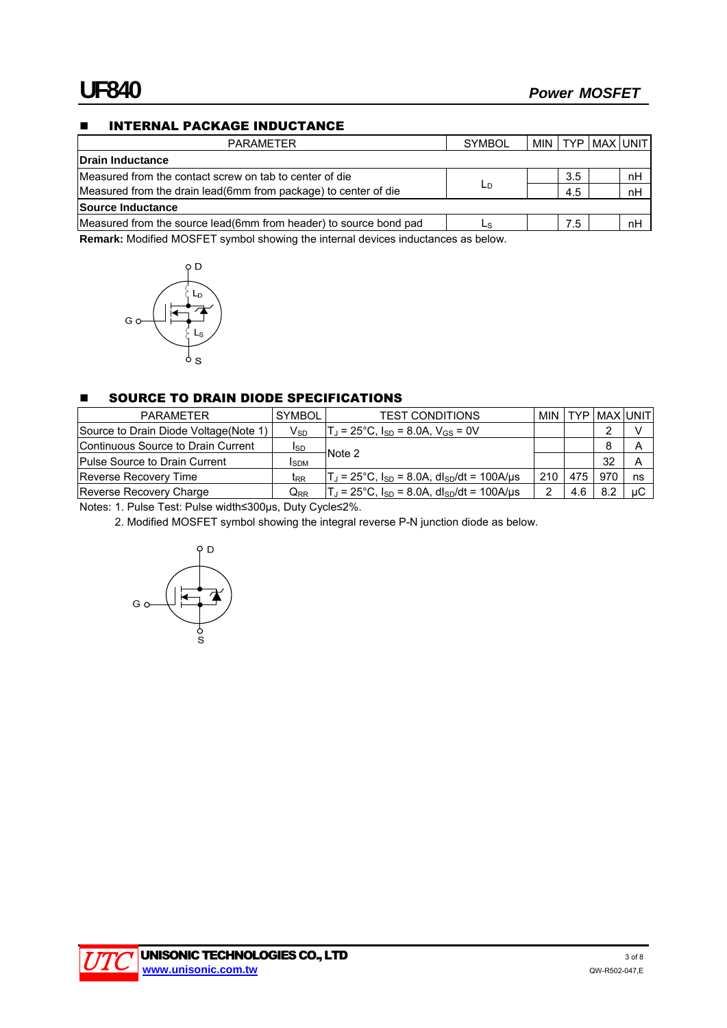## INTERNAL PACKAGE INDUCTANCE

| PARAMETER | SYMBOL | MIN | TYP | MAX | UNIT |
|---|---|---|---|---|---|
| **Drain Inductance** | | | | | |
| Measured from the contact screw on tab to center of die | $L_D$ | | 3.5 | | nH |
| Measured from the drain lead(6mm from package) to center of die | | | 4.5 | | nH |
| **Source Inductance** | | | | | |
| Measured from the source lead(6mm from header) to source bond pad | $L_S$ | | 7.5 | | nH |

**Remark:** Modified MOSFET symbol showing the internal devices inductances as below.

## SOURCE TO DRAIN DIODE SPECIFICATIONS

| PARAMETER | SYMBOL | TEST CONDITIONS | MIN | TYP | MAX | UNIT |
|---|---|---|---|---|---|---|
| Source to Drain Diode Voltage(Note 1) | $V_{SD}$ | $T_J$ = 25°C, $I_{SD}$ = 8.0A, $V_{GS}$ = 0V | | | 2 | V |
| Continuous Source to Drain Current | $I_{SD}$ | Note 2 | | | 8 | A |
| Pulse Source to Drain Current | $I_{SDM}$ | | | | 32 | A |
| Reverse Recovery Time | $t_{RR}$ | $T_J$ = 25°C, $I_{SD}$ = 8.0A, $dI_{SD}/dt$ = 100A/μs | 210 | 475 | 970 | ns |
| Reverse Recovery Charge | $Q_{RR}$ | $T_J$ = 25°C, $I_{SD}$ = 8.0A, $dI_{SD}/dt$ = 100A/μs | 2 | 4.6 | 8.2 | μC |

Notes: 1. Pulse Test: Pulse width≤300μs, Duty Cycle≤2%.

2. Modified MOSFET symbol showing the integral reverse P-N junction diode as below.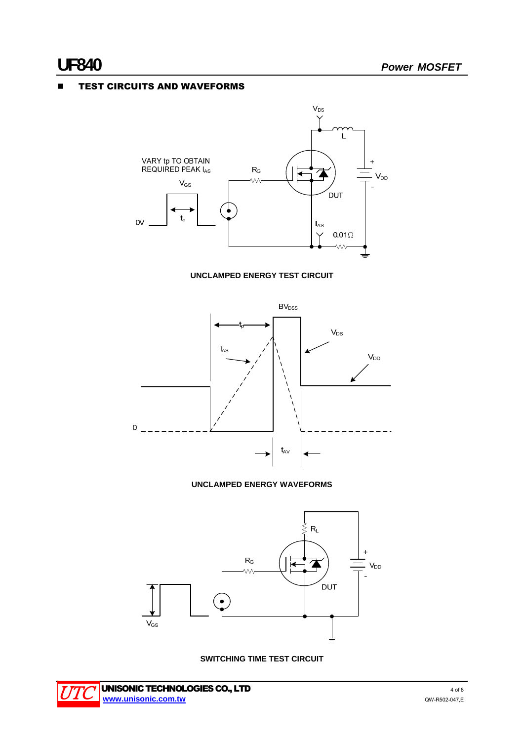## TEST CIRCUITS AND WAVEFORMS

VARY tp TO OBTAIN REQUIRED PEAK $I_{AS}$

$V_{GS}$

0V

$t_p$

$R_G$

$V_{DS}$

L

DUT

$V_{DD}$

$I_{AS}$

0.01Ω

**UNCLAMPED ENERGY TEST CIRCUIT**

$BV_{DSS}$

$t_p$

$I_{AS}$

$V_{DS}$

$V_{DD}$

0

$t_{AV}$

**UNCLAMPED ENERGY WAVEFORMS**

$R_L$

$R_G$

DUT

$V_{DD}$

$V_{GS}$

**SWITCHING TIME TEST CIRCUIT**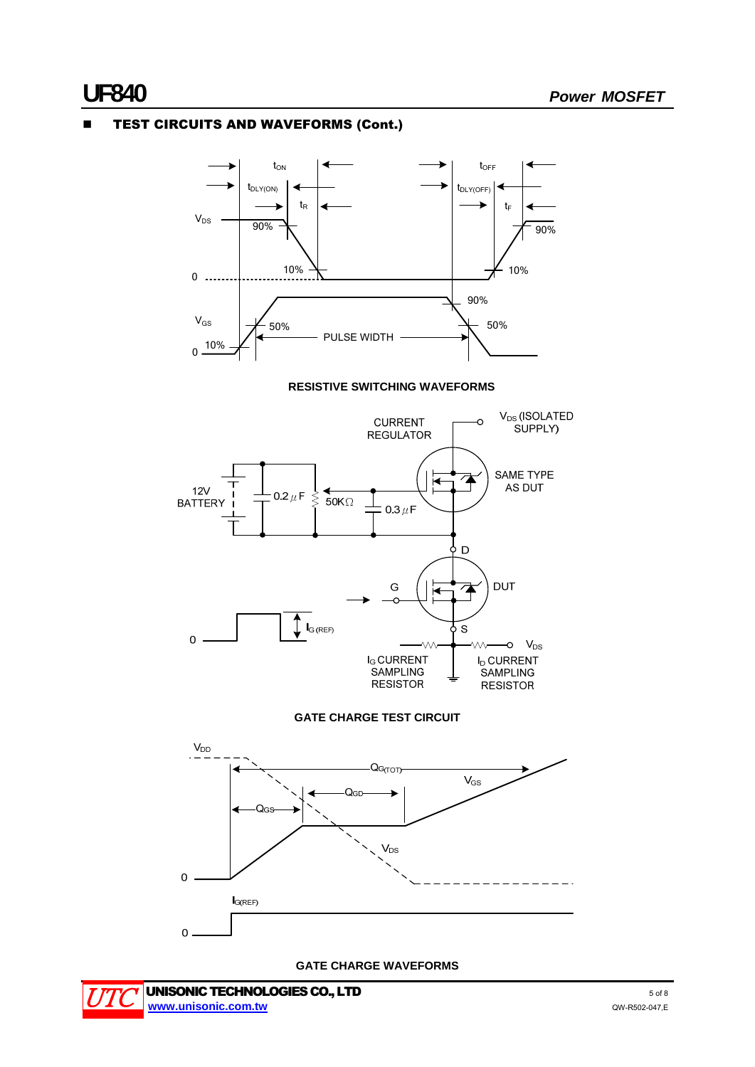## ■ TEST CIRCUITS AND WAVEFORMS (Cont.)

RESISTIVE SWITCHING WAVEFORMS

GATE CHARGE TEST CIRCUIT

GATE CHARGE WAVEFORMS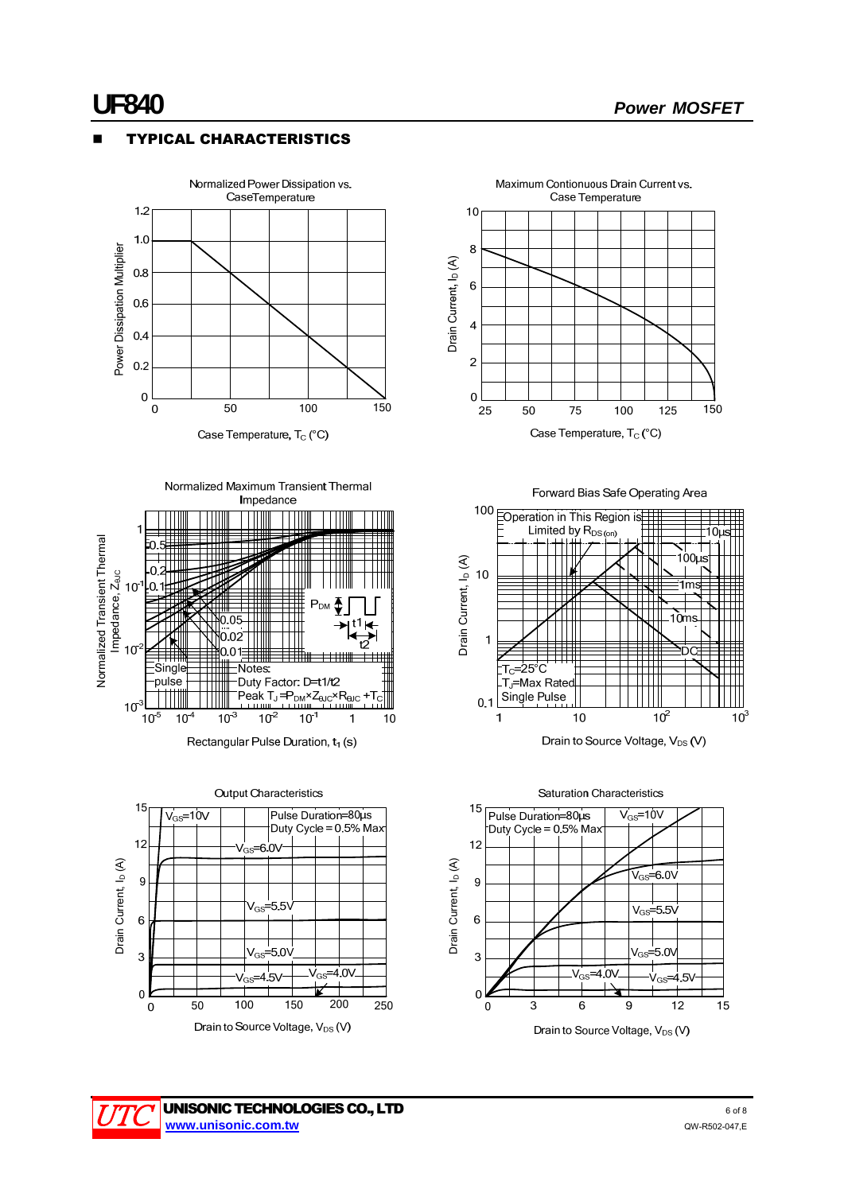## ■ TYPICAL CHARACTERISTICS

Normalized Power Dissipation vs. CaseTemperature

Power Dissipation Multiplier

Case Temperature, $T_C$ (°C)

Maximum Contionuous Drain Current vs. Case Temperature

Drain Current, $I_D$ (A)

Case Temperature, $T_C$ (°C)

Normalized Maximum Transient Thermal Impedance

Normalized Transient Thermal Impedance, $Z_{\theta JC}$

0.5, 0.2, 0.1, 0.05, 0.02, 0.01, Single pulse

$P_{DM}$, t1, t2

Notes:
Duty Factor: D=t1/t2
Peak $T_J = P_{DM} \times Z_{\theta JC} \times R_{\theta JC} + T_C$

Rectangular Pulse Duration, $t_1$ (s)

Forward Bias Safe Operating Area

Operation in This Region is Limited by $R_{DS(on)}$

10μs, 100μs, 1ms, 10ms, DC

$T_C$=25°C
$T_J$=Max Rated
Single Pulse

Drain Current, $I_D$ (A)

Drain to Source Voltage, $V_{DS}$ (V)

Output Characteristics

$V_{GS}$=10V, $V_{GS}$=6.0V, $V_{GS}$=5.5V, $V_{GS}$=5.0V, $V_{GS}$=4.5V, $V_{GS}$=4.0V

Pulse Duration=80μs
Duty Cycle = 0.5% Max

Drain Current, $I_D$ (A)

Drain to Source Voltage, $V_{DS}$ (V)

Saturation Characteristics

Pulse Duration=80μs
Duty Cycle = 0.5% Max

$V_{GS}$=10V, $V_{GS}$=6.0V, $V_{GS}$=5.5V, $V_{GS}$=5.0V, $V_{GS}$=4.0V, $V_{GS}$=4.5V

Drain Current, $I_D$ (A)

Drain to Source Voltage, $V_{DS}$ (V)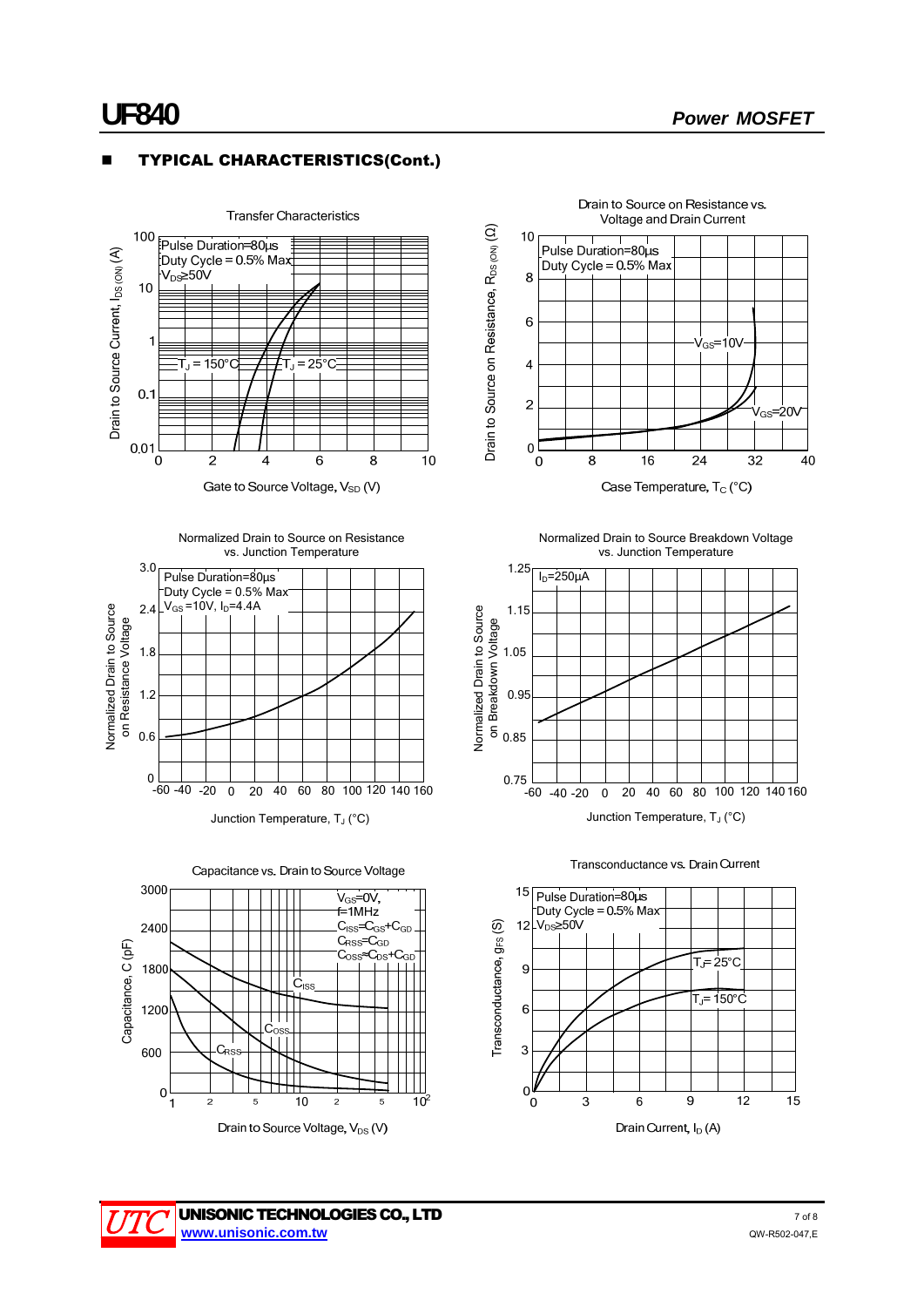## ■ TYPICAL CHARACTERISTICS(Cont.)

Transfer Characteristics

Pulse Duration=80μs
Duty Cycle = 0.5% Max
$V_{DS}$≥50V

$T_J$ = 150°C
$T_J$ = 25°C

Drain to Source Current, $I_{DS(ON)}$ (A)

100
10
1
0.1
0.01

0 2 4 6 8 10

Gate to Source Voltage, $V_{SD}$ (V)

Drain to Source on Resistance vs. Voltage and Drain Current

Pulse Duration=80μs
Duty Cycle = 0.5% Max

$V_{GS}$=10V
$V_{GS}$=20V

Drain to Source on Resistance, $R_{DS(ON)}$ (Ω)

10
8
6
4
2
0

0 8 16 24 32 40

Case Temperature, $T_C$ (°C)

Normalized Drain to Source on Resistance vs. Junction Temperature

Pulse Duration=80μs
Duty Cycle = 0.5% Max
$V_{GS}$=10V, $I_D$=4.4A

Normalized Drain to Source on Resistance Voltage

3.0
2.4
1.8
1.2
0.6
0

-60 -40 -20 0 20 40 60 80 100 120 140 160

Junction Temperature, $T_J$ (°C)

Normalized Drain to Source Breakdown Voltage vs. Junction Temperature

$I_D$=250μA

Normalized Drain to Source on Breakdown Voltage

1.25
1.15
1.05
0.95
0.85
0.75

-60 -40 -20 0 20 40 60 80 100 120 140 160

Junction Temperature, $T_J$ (°C)

Capacitance vs. Drain to Source Voltage

$V_{GS}$=0V,
f=1MHz
$C_{ISS}$=$C_{GS}$+$C_{GD}$
$C_{RSS}$=$C_{GD}$
$C_{OSS}$≈$C_{DS}$+$C_{GD}$

$C_{ISS}$
$C_{OSS}$
$C_{RSS}$

Capacitance, C (pF)

3000
2400
1800
1200
600
0

1 2 5 10 2 5 $10^2$

Drain to Source Voltage, $V_{DS}$ (V)

Transconductance vs. Drain Current

Pulse Duration=80μs
Duty Cycle = 0.5% Max
$V_{DS}$≥50V

$T_J$= 25°C
$T_J$= 150°C

Transconductance, $g_{FS}$ (S)

15
12
9
6
3
0

0 3 6 9 12 15

Drain Current, $I_D$ (A)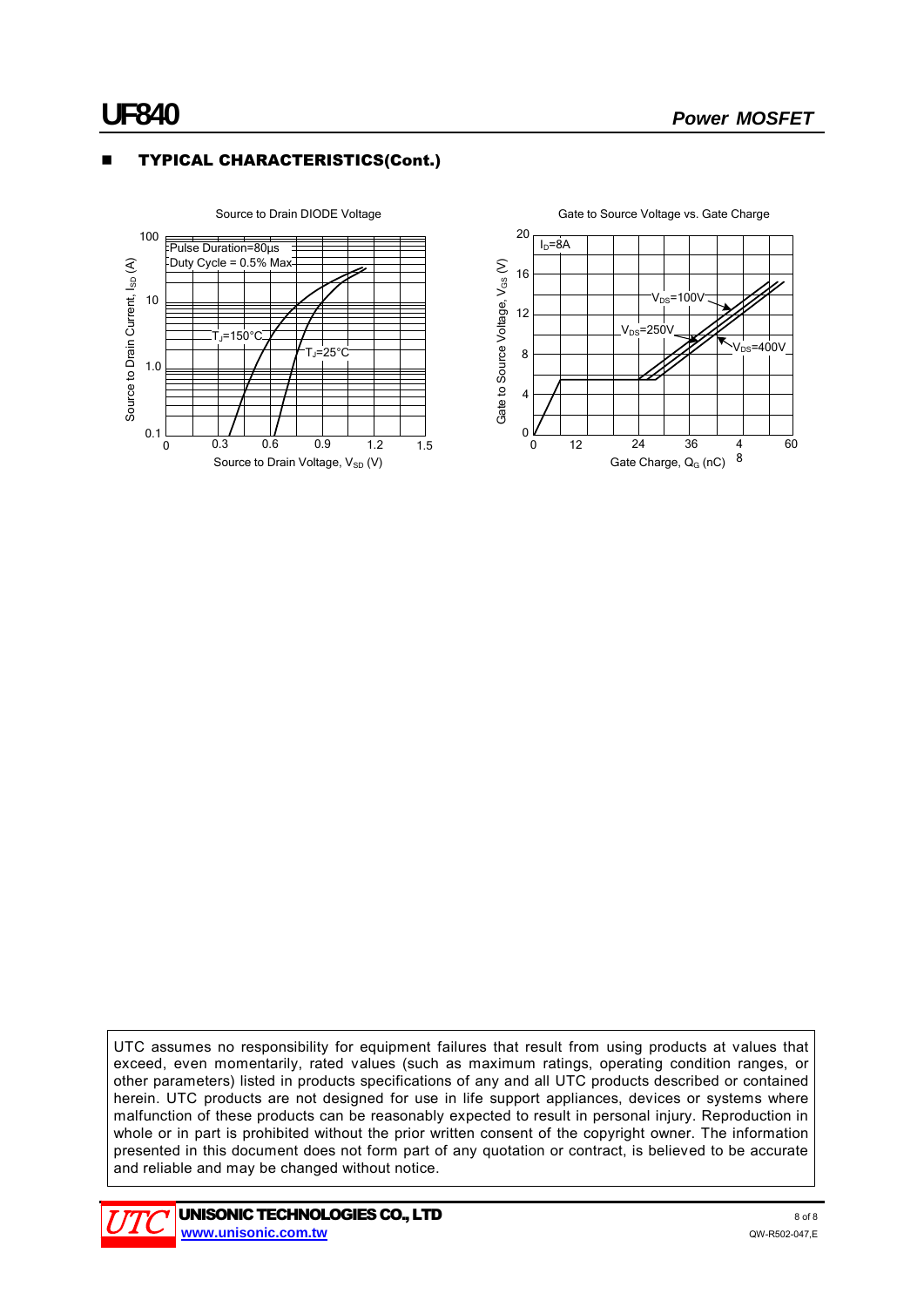## TYPICAL CHARACTERISTICS(Cont.)

Source to Drain DIODE Voltage

Pulse Duration=80µs
Duty Cycle = 0.5% Max

$T_J$=150°C
$T_J$=25°C

Source to Drain Current, $I_{SD}$ (A)

100
10
1.0
0.1

0 0.3 0.6 0.9 1.2 1.5

Source to Drain Voltage, $V_{SD}$ (V)

Gate to Source Voltage vs. Gate Charge

$I_D$=8A

$V_{DS}$=100V
$V_{DS}$=250V
$V_{DS}$=400V

Gate to Source Voltage, $V_{GS}$ (V)

20
16
12
8
4
0

0 12 24 36 48 60

Gate Charge, $Q_G$ (nC)

UTC assumes no responsibility for equipment failures that result from using products at values that exceed, even momentarily, rated values (such as maximum ratings, operating condition ranges, or other parameters) listed in products specifications of any and all UTC products described or contained herein. UTC products are not designed for use in life support appliances, devices or systems where malfunction of these products can be reasonably expected to result in personal injury. Reproduction in whole or in part is prohibited without the prior written consent of the copyright owner. The information presented in this document does not form part of any quotation or contract, is believed to be accurate and reliable and may be changed without notice.